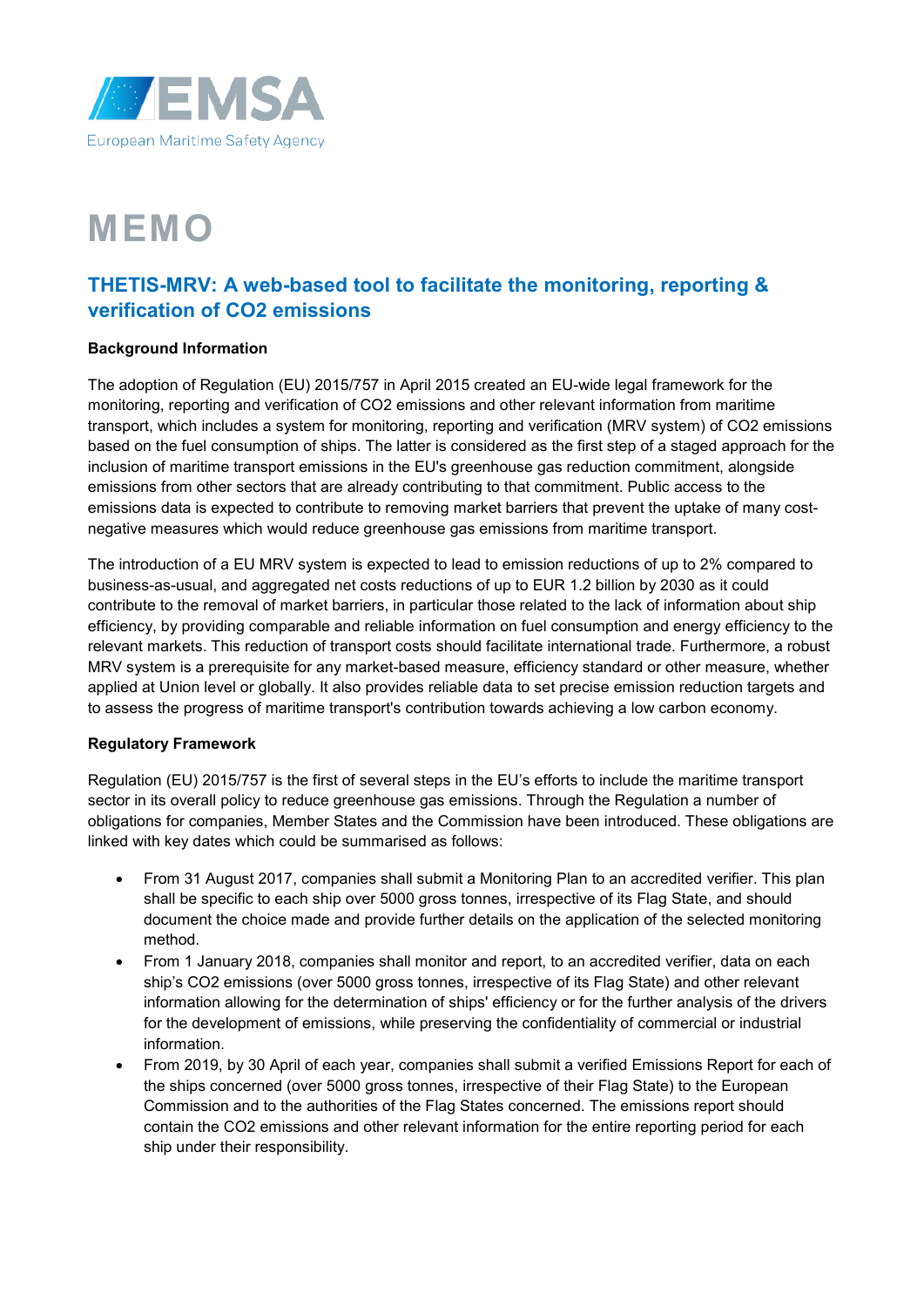EMSA

European Maritime Safety Agency

# MEMO

## THETIS-MRV: A web-based tool to facilitate the monitoring, reporting & verification of $CO_2$ emissions

**Background Information**

The adoption of Regulation (EU) 2015/757 in April 2015 created an EU-wide legal framework for the monitoring, reporting and verification of $CO_2$ emissions and other relevant information from maritime transport, which includes a system for monitoring, reporting and verification (MRV system) of $CO_2$ emissions based on the fuel consumption of ships. The latter is considered as the first step of a staged approach for the inclusion of maritime transport emissions in the EU's greenhouse gas reduction commitment, alongside emissions from other sectors that are already contributing to that commitment. Public access to the emissions data is expected to contribute to removing market barriers that prevent the uptake of many cost-negative measures which would reduce greenhouse gas emissions from maritime transport.

The introduction of a EU MRV system is expected to lead to emission reductions of up to 2% compared to business-as-usual, and aggregated net costs reductions of up to EUR 1.2 billion by 2030 as it could contribute to the removal of market barriers, in particular those related to the lack of information about ship efficiency, by providing comparable and reliable information on fuel consumption and energy efficiency to the relevant markets. This reduction of transport costs should facilitate international trade. Furthermore, a robust MRV system is a prerequisite for any market-based measure, efficiency standard or other measure, whether applied at Union level or globally. It also provides reliable data to set precise emission reduction targets and to assess the progress of maritime transport's contribution towards achieving a low carbon economy.

**Regulatory Framework**

Regulation (EU) 2015/757 is the first of several steps in the EU's efforts to include the maritime transport sector in its overall policy to reduce greenhouse gas emissions. Through the Regulation a number of obligations for companies, Member States and the Commission have been introduced. These obligations are linked with key dates which could be summarised as follows:

- From 31 August 2017, companies shall submit a Monitoring Plan to an accredited verifier. This plan shall be specific to each ship over 5000 gross tonnes, irrespective of its Flag State, and should document the choice made and provide further details on the application of the selected monitoring method.
- From 1 January 2018, companies shall monitor and report, to an accredited verifier, data on each ship's $CO_2$ emissions (over 5000 gross tonnes, irrespective of its Flag State) and other relevant information allowing for the determination of ships' efficiency or for the further analysis of the drivers for the development of emissions, while preserving the confidentiality of commercial or industrial information.
- From 2019, by 30 April of each year, companies shall submit a verified Emissions Report for each of the ships concerned (over 5000 gross tonnes, irrespective of their Flag State) to the European Commission and to the authorities of the Flag States concerned. The emissions report should contain the $CO_2$ emissions and other relevant information for the entire reporting period for each ship under their responsibility.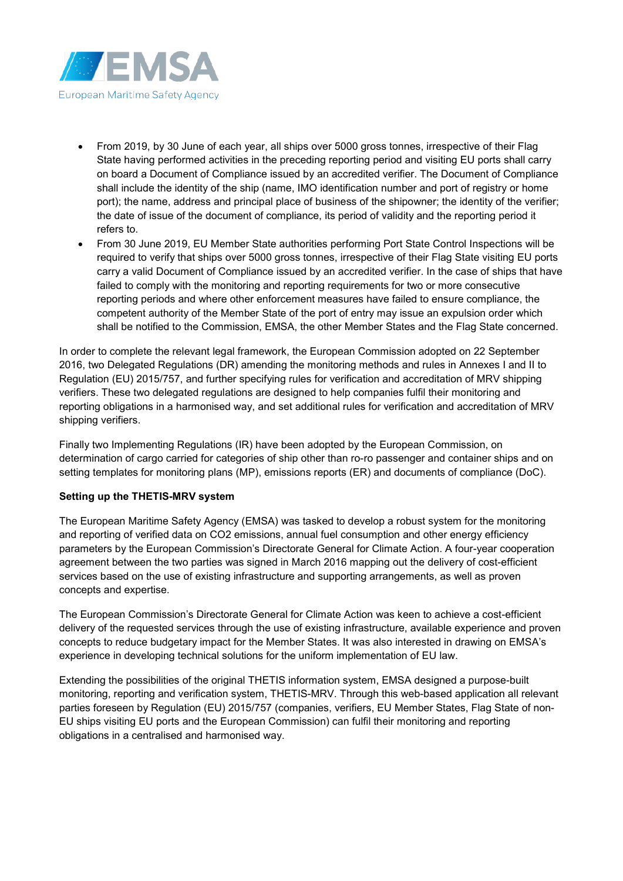- From 2019, by 30 June of each year, all ships over 5000 gross tonnes, irrespective of their Flag State having performed activities in the preceding reporting period and visiting EU ports shall carry on board a Document of Compliance issued by an accredited verifier. The Document of Compliance shall include the identity of the ship (name, IMO identification number and port of registry or home port); the name, address and principal place of business of the shipowner; the identity of the verifier; the date of issue of the document of compliance, its period of validity and the reporting period it refers to.
- From 30 June 2019, EU Member State authorities performing Port State Control Inspections will be required to verify that ships over 5000 gross tonnes, irrespective of their Flag State visiting EU ports carry a valid Document of Compliance issued by an accredited verifier. In the case of ships that have failed to comply with the monitoring and reporting requirements for two or more consecutive reporting periods and where other enforcement measures have failed to ensure compliance, the competent authority of the Member State of the port of entry may issue an expulsion order which shall be notified to the Commission, EMSA, the other Member States and the Flag State concerned.

In order to complete the relevant legal framework, the European Commission adopted on 22 September 2016, two Delegated Regulations (DR) amending the monitoring methods and rules in Annexes I and II to Regulation (EU) 2015/757, and further specifying rules for verification and accreditation of MRV shipping verifiers. These two delegated regulations are designed to help companies fulfil their monitoring and reporting obligations in a harmonised way, and set additional rules for verification and accreditation of MRV shipping verifiers.

Finally two Implementing Regulations (IR) have been adopted by the European Commission, on determination of cargo carried for categories of ship other than ro-ro passenger and container ships and on setting templates for monitoring plans (MP), emissions reports (ER) and documents of compliance (DoC).

**Setting up the THETIS-MRV system**

The European Maritime Safety Agency (EMSA) was tasked to develop a robust system for the monitoring and reporting of verified data on $CO_2$ emissions, annual fuel consumption and other energy efficiency parameters by the European Commission's Directorate General for Climate Action. A four-year cooperation agreement between the two parties was signed in March 2016 mapping out the delivery of cost-efficient services based on the use of existing infrastructure and supporting arrangements, as well as proven concepts and expertise.

The European Commission's Directorate General for Climate Action was keen to achieve a cost-efficient delivery of the requested services through the use of existing infrastructure, available experience and proven concepts to reduce budgetary impact for the Member States. It was also interested in drawing on EMSA's experience in developing technical solutions for the uniform implementation of EU law.

Extending the possibilities of the original THETIS information system, EMSA designed a purpose-built monitoring, reporting and verification system, THETIS-MRV. Through this web-based application all relevant parties foreseen by Regulation (EU) 2015/757 (companies, verifiers, EU Member States, Flag State of non-EU ships visiting EU ports and the European Commission) can fulfil their monitoring and reporting obligations in a centralised and harmonised way.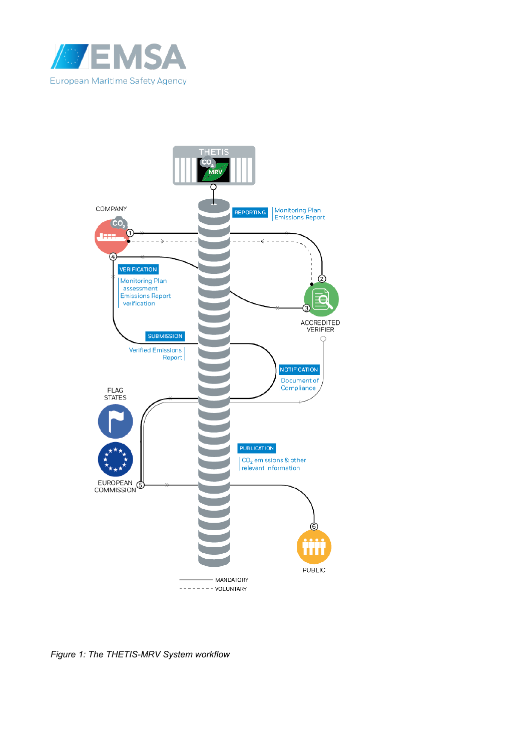THETIS

$CO_2$ MRV

COMPANY

REPORTING

Monitoring Plan
Emissions Report

ACCREDITED VERIFIER

VERIFICATION

Monitoring Plan assessment
Emissions Report verification

SUBMISSION

Verified Emissions Report

NOTIFICATION

Document of Compliance

FLAG STATES

EUROPEAN COMMISSION

PUBLICATION

$CO_2$ emissions & other relevant information

PUBLIC

MANDATORY

VOLUNTARY

*Figure 1: The THETIS-MRV System workflow*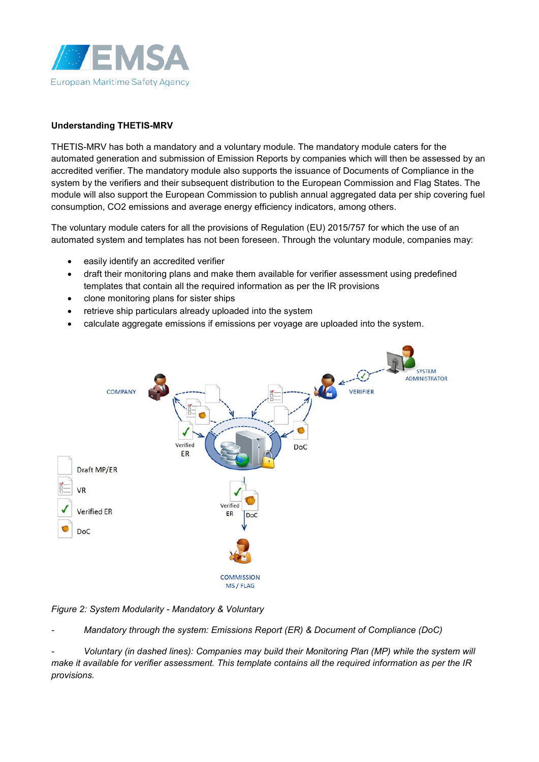**Understanding THETIS-MRV**

THETIS-MRV has both a mandatory and a voluntary module. The mandatory module caters for the automated generation and submission of Emission Reports by companies which will then be assessed by an accredited verifier. The mandatory module also supports the issuance of Documents of Compliance in the system by the verifiers and their subsequent distribution to the European Commission and Flag States. The module will also support the European Commission to publish annual aggregated data per ship covering fuel consumption, CO2 emissions and average energy efficiency indicators, among others.

The voluntary module caters for all the provisions of Regulation (EU) 2015/757 for which the use of an automated system and templates has not been foreseen. Through the voluntary module, companies may:

- easily identify an accredited verifier
- draft their monitoring plans and make them available for verifier assessment using predefined templates that contain all the required information as per the IR provisions
- clone monitoring plans for sister ships
- retrieve ship particulars already uploaded into the system
- calculate aggregate emissions if emissions per voyage are uploaded into the system.

*Figure 2: System Modularity - Mandatory & Voluntary*

- *Mandatory through the system: Emissions Report (ER) & Document of Compliance (DoC)*
- *Voluntary (in dashed lines): Companies may build their Monitoring Plan (MP) while the system will make it available for verifier assessment. This template contains all the required information as per the IR provisions.*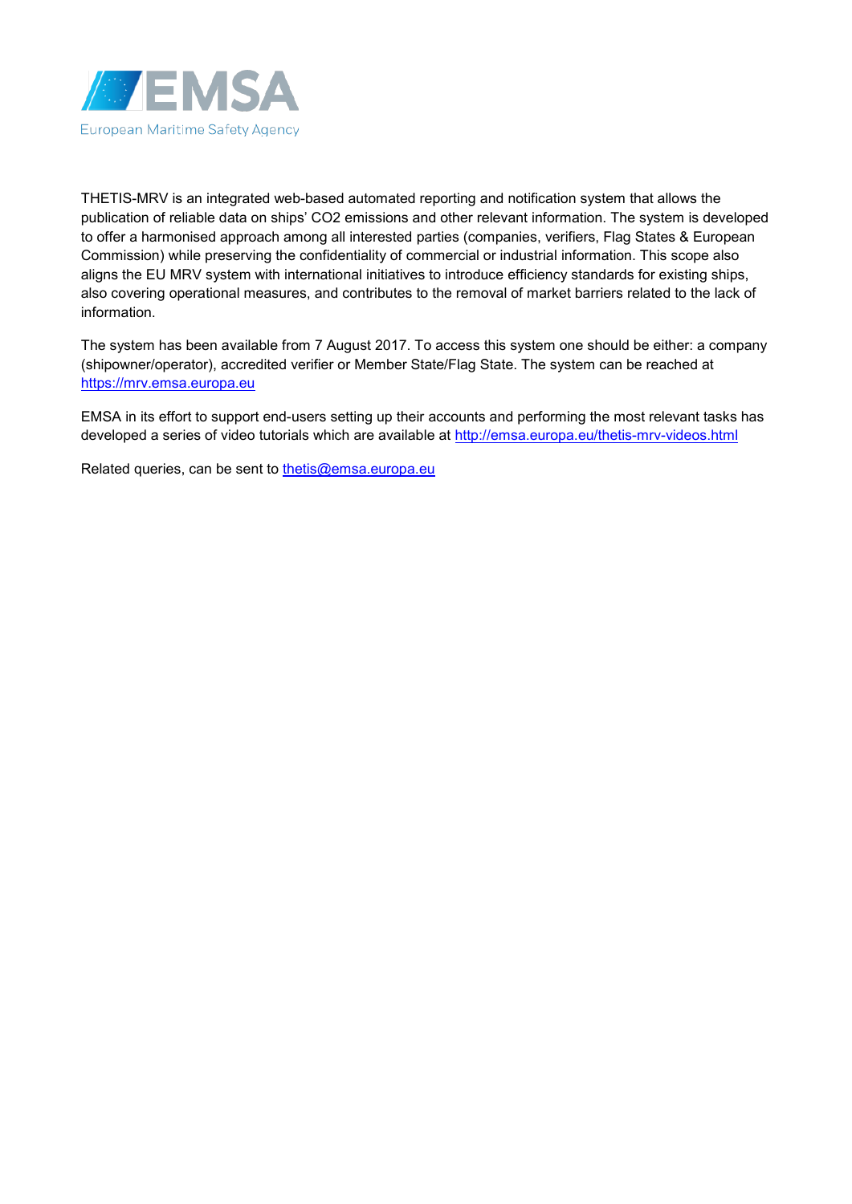EMSA
European Maritime Safety Agency

THETIS-MRV is an integrated web-based automated reporting and notification system that allows the publication of reliable data on ships' $CO_2$ emissions and other relevant information. The system is developed to offer a harmonised approach among all interested parties (companies, verifiers, Flag States & European Commission) while preserving the confidentiality of commercial or industrial information. This scope also aligns the EU MRV system with international initiatives to introduce efficiency standards for existing ships, also covering operational measures, and contributes to the removal of market barriers related to the lack of information.

The system has been available from 7 August 2017. To access this system one should be either: a company (shipowner/operator), accredited verifier or Member State/Flag State. The system can be reached at https://mrv.emsa.europa.eu

EMSA in its effort to support end-users setting up their accounts and performing the most relevant tasks has developed a series of video tutorials which are available at http://emsa.europa.eu/thetis-mrv-videos.html

Related queries, can be sent to thetis@emsa.europa.eu